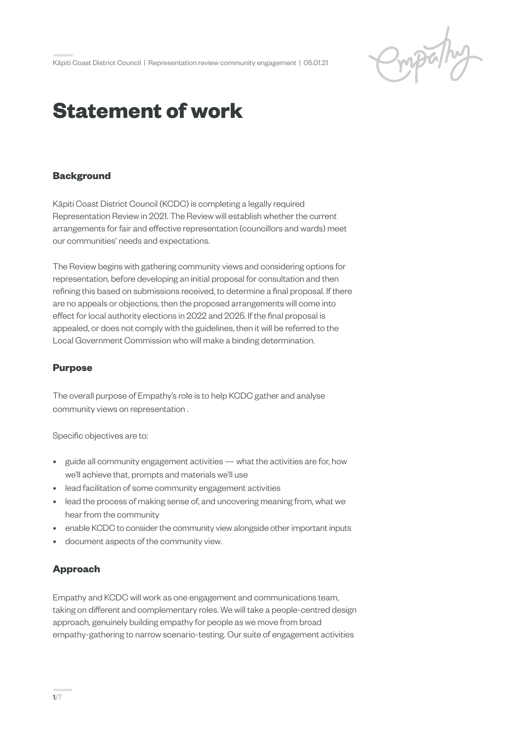# Statement of work

## Background

Kāpiti Coast District Council (KCDC) is completing a legally required Representation Review in 2021. The Review will establish whether the current arrangements for fair and effective representation (councillors and wards) meet our communities' needs and expectations.

The Review begins with gathering community views and considering options for representation, before developing an initial proposal for consultation and then refining this based on submissions received, to determine a final proposal. If there are no appeals or objections, then the proposed arrangements will come into effect for local authority elections in 2022 and 2025. If the final proposal is appealed, or does not comply with the guidelines, then it will be referred to the Local Government Commission who will make a binding determination.

## Purpose

The overall purpose of Empathy's role is to help KCDC gather and analyse community views on representation .

Specific objectives are to:

- guide all community engagement activities — what the activities are for, how we'll achieve that, prompts and materials we'll use
- lead facilitation of some community engagement activities
- lead the process of making sense of, and uncovering meaning from, what we hear from the community
- enable KCDC to consider the community view alongside other important inputs
- document aspects of the community view.

## Approach

Empathy and KCDC will work as one engagement and communications team, taking on different and complementary roles. We will take a people-centred design approach, genuinely building empathy for people as we move from broad empathy-gathering to narrow scenario-testing. Our suite of engagement activities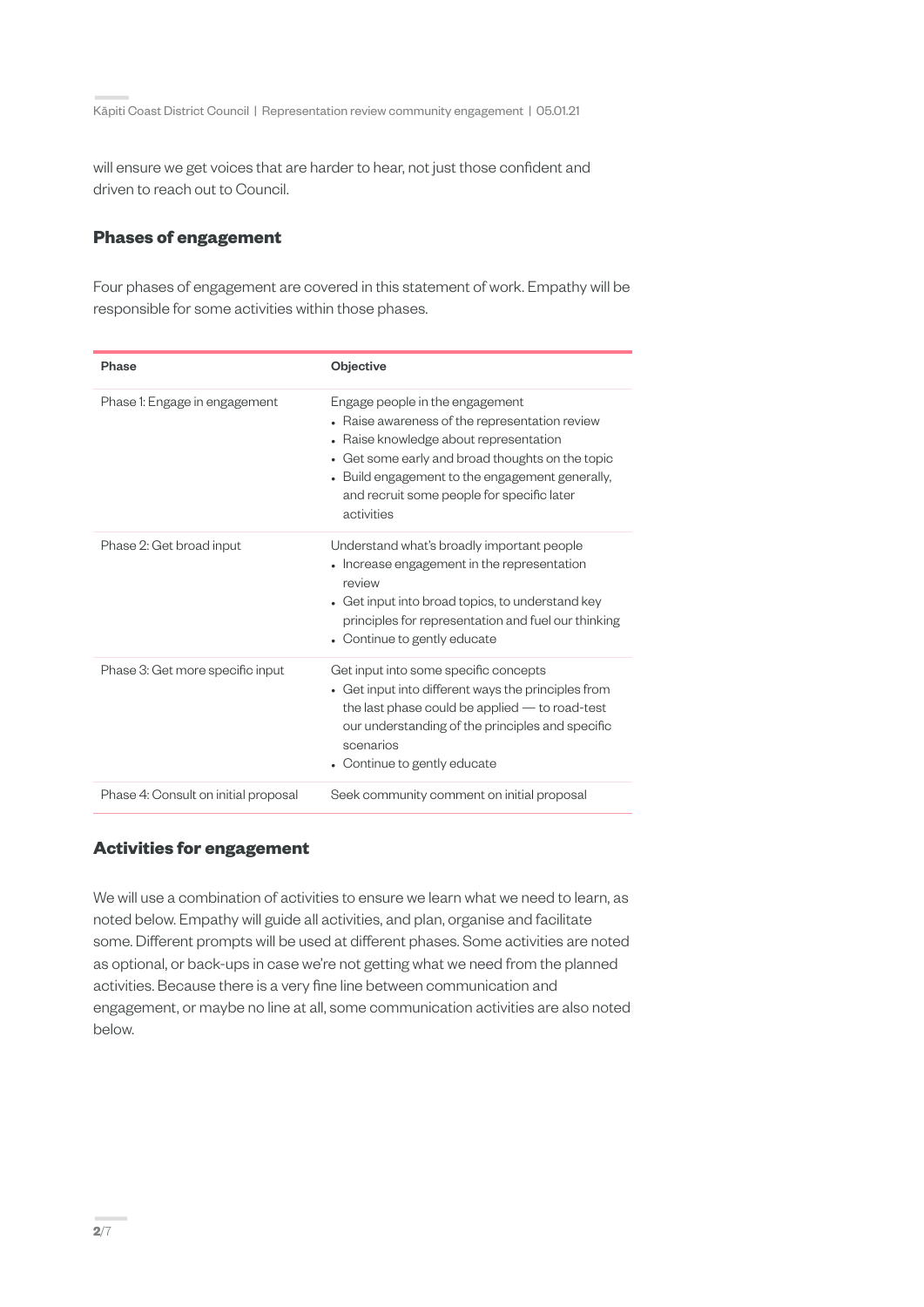will ensure we get voices that are harder to hear, not just those confident and driven to reach out to Council.

## Phases of engagement

Four phases of engagement are covered in this statement of work. Empathy will be responsible for some activities within those phases.

| Phase | Objective |
| --- | --- |
| Phase 1: Engage in engagement | Engage people in the engagement<br>• Raise awareness of the representation review<br>• Raise knowledge about representation<br>• Get some early and broad thoughts on the topic<br>• Build engagement to the engagement generally, and recruit some people for specific later activities |
| Phase 2: Get broad input | Understand what's broadly important people<br>• Increase engagement in the representation review<br>• Get input into broad topics, to understand key principles for representation and fuel our thinking<br>• Continue to gently educate |
| Phase 3: Get more specific input | Get input into some specific concepts<br>• Get input into different ways the principles from the last phase could be applied — to road-test our understanding of the principles and specific scenarios<br>• Continue to gently educate |
| Phase 4: Consult on initial proposal | Seek community comment on initial proposal |

## Activities for engagement

We will use a combination of activities to ensure we learn what we need to learn, as noted below. Empathy will guide all activities, and plan, organise and facilitate some. Different prompts will be used at different phases. Some activities are noted as optional, or back-ups in case we're not getting what we need from the planned activities. Because there is a very fine line between communication and engagement, or maybe no line at all, some communication activities are also noted below.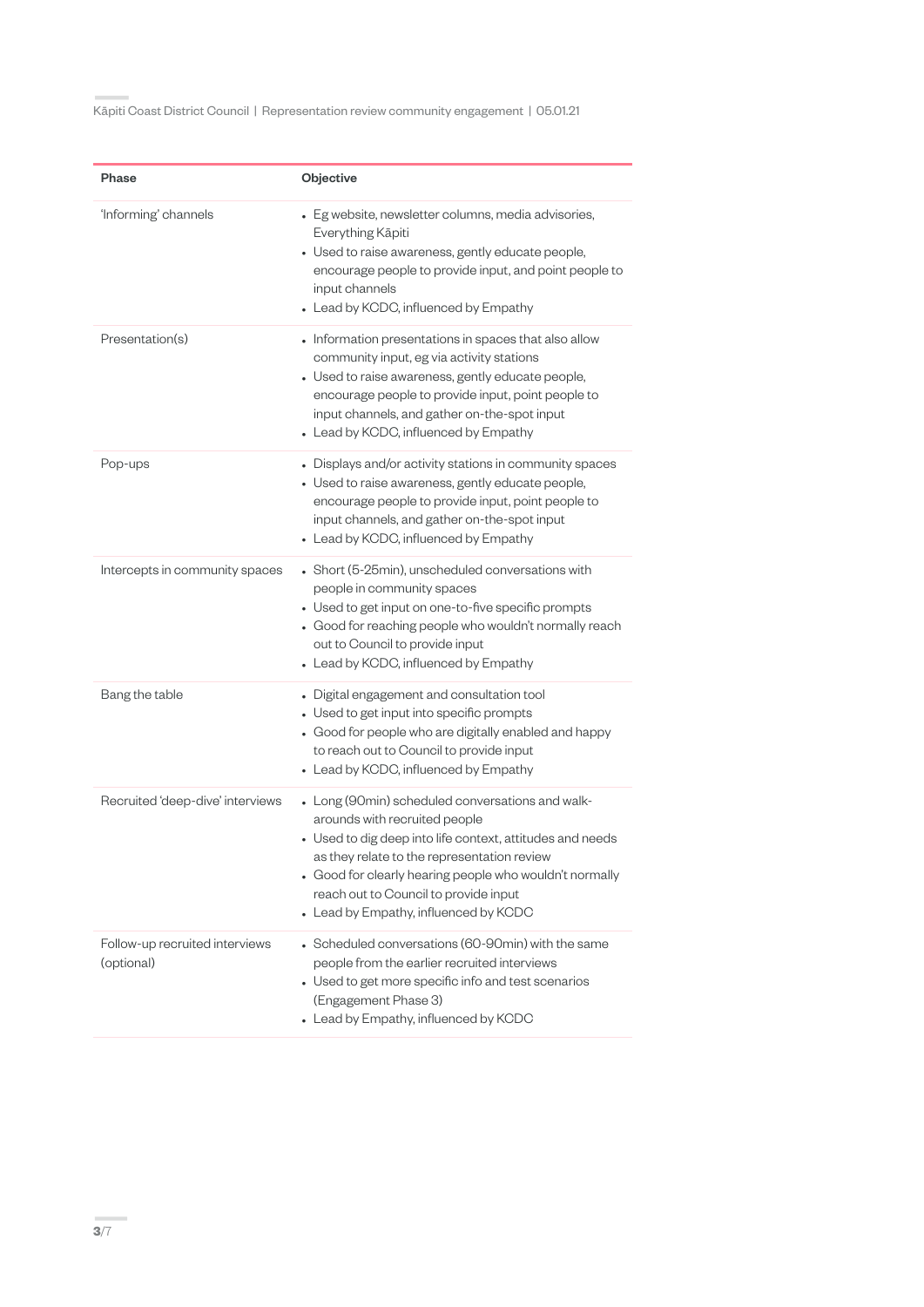| Phase | Objective |
|---|---|
| 'Informing' channels | • Eg website, newsletter columns, media advisories, Everything Kāpiti<br>• Used to raise awareness, gently educate people, encourage people to provide input, and point people to input channels<br>• Lead by KCDC, influenced by Empathy |
| Presentation(s) | • Information presentations in spaces that also allow community input, eg via activity stations<br>• Used to raise awareness, gently educate people, encourage people to provide input, point people to input channels, and gather on-the-spot input<br>• Lead by KCDC, influenced by Empathy |
| Pop-ups | • Displays and/or activity stations in community spaces<br>• Used to raise awareness, gently educate people, encourage people to provide input, point people to input channels, and gather on-the-spot input<br>• Lead by KCDC, influenced by Empathy |
| Intercepts in community spaces | • Short (5-25min), unscheduled conversations with people in community spaces<br>• Used to get input on one-to-five specific prompts<br>• Good for reaching people who wouldn't normally reach out to Council to provide input<br>• Lead by KCDC, influenced by Empathy |
| Bang the table | • Digital engagement and consultation tool<br>• Used to get input into specific prompts<br>• Good for people who are digitally enabled and happy to reach out to Council to provide input<br>• Lead by KCDC, influenced by Empathy |
| Recruited 'deep-dive' interviews | • Long (90min) scheduled conversations and walk-arounds with recruited people<br>• Used to dig deep into life context, attitudes and needs as they relate to the representation review<br>• Good for clearly hearing people who wouldn't normally reach out to Council to provide input<br>• Lead by Empathy, influenced by KCDC |
| Follow-up recruited interviews (optional) | • Scheduled conversations (60-90min) with the same people from the earlier recruited interviews<br>• Used to get more specific info and test scenarios (Engagement Phase 3)<br>• Lead by Empathy, influenced by KCDC |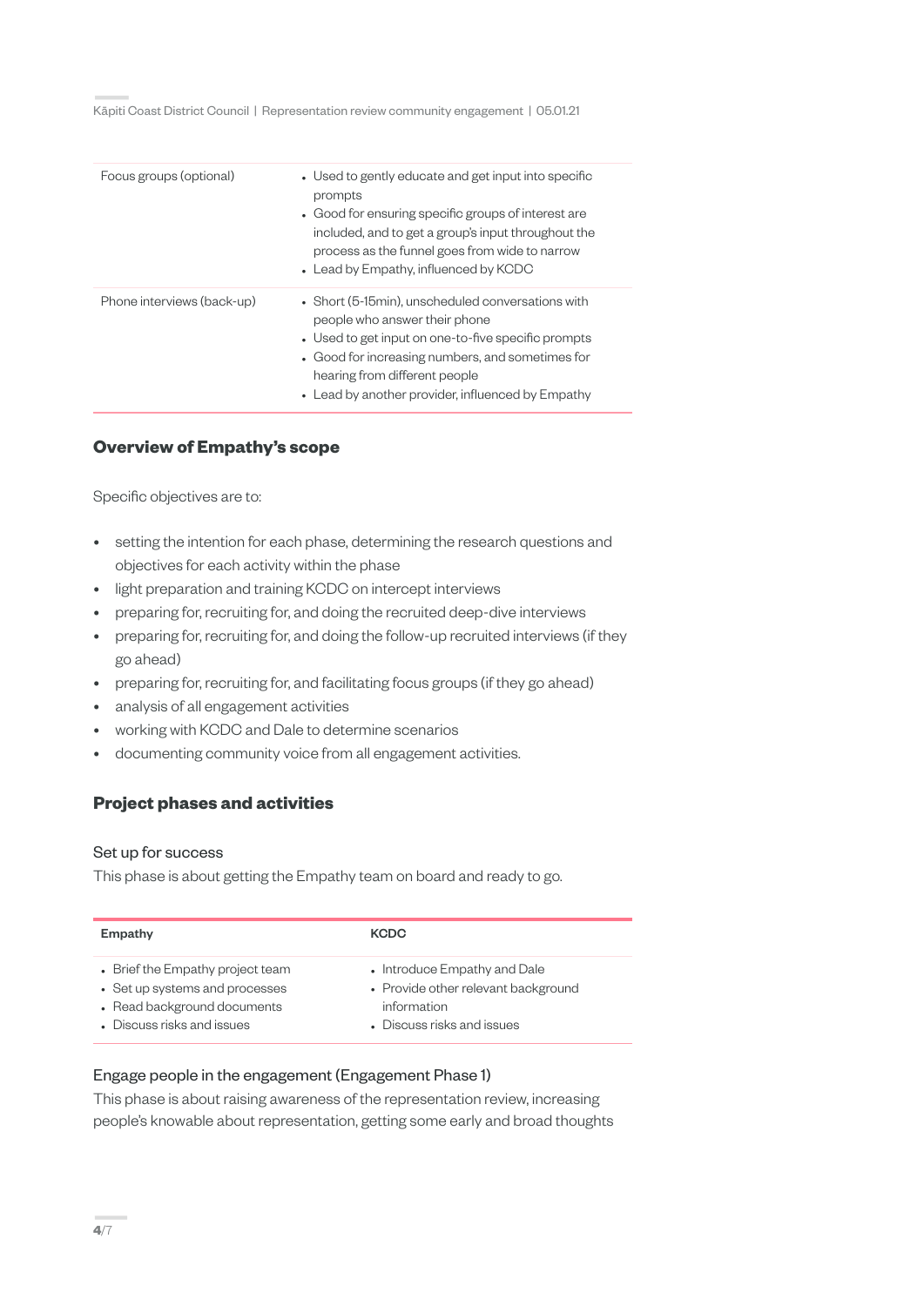| | |
|---|---|
| Focus groups (optional) | • Used to gently educate and get input into specific prompts<br>• Good for ensuring specific groups of interest are included, and to get a group's input throughout the process as the funnel goes from wide to narrow<br>• Lead by Empathy, influenced by KCDC |
| Phone interviews (back-up) | • Short (5-15min), unscheduled conversations with people who answer their phone<br>• Used to get input on one-to-five specific prompts<br>• Good for increasing numbers, and sometimes for hearing from different people<br>• Lead by another provider, influenced by Empathy |

## Overview of Empathy's scope

Specific objectives are to:

- setting the intention for each phase, determining the research questions and objectives for each activity within the phase
- light preparation and training KCDC on intercept interviews
- preparing for, recruiting for, and doing the recruited deep-dive interviews
- preparing for, recruiting for, and doing the follow-up recruited interviews (if they go ahead)
- preparing for, recruiting for, and facilitating focus groups (if they go ahead)
- analysis of all engagement activities
- working with KCDC and Dale to determine scenarios
- documenting community voice from all engagement activities.

## Project phases and activities

### Set up for success

This phase is about getting the Empathy team on board and ready to go.

| Empathy | KCDC |
|---|---|
| • Brief the Empathy project team<br>• Set up systems and processes<br>• Read background documents<br>• Discuss risks and issues | • Introduce Empathy and Dale<br>• Provide other relevant background information<br>• Discuss risks and issues |

### Engage people in the engagement (Engagement Phase 1)

This phase is about raising awareness of the representation review, increasing people's knowable about representation, getting some early and broad thoughts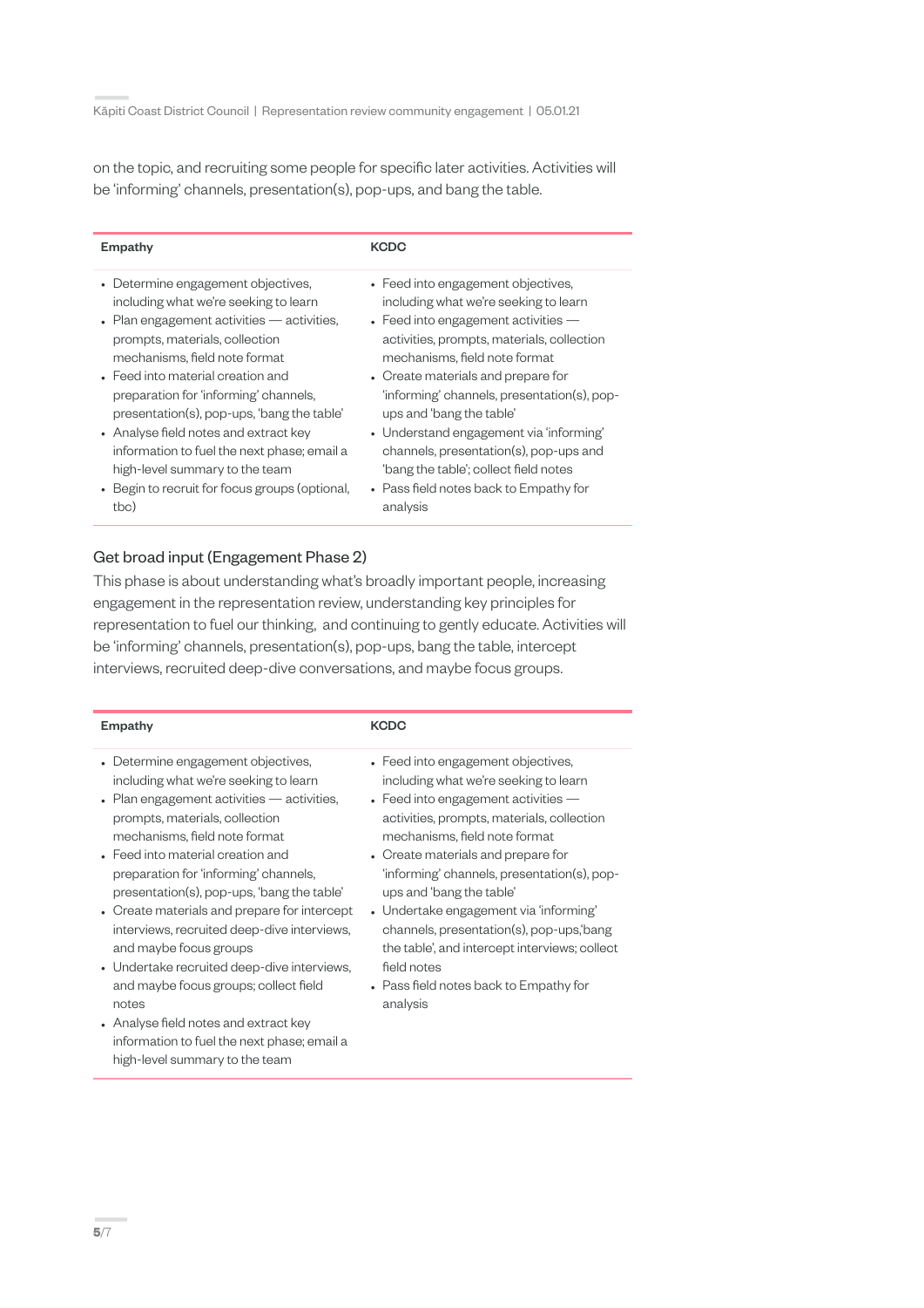on the topic, and recruiting some people for specific later activities. Activities will be 'informing' channels, presentation(s), pop-ups, and bang the table.

| Empathy | KCDC |
|---|---|
| • Determine engagement objectives, including what we're seeking to learn<br>• Plan engagement activities — activities, prompts, materials, collection mechanisms, field note format<br>• Feed into material creation and preparation for 'informing' channels, presentation(s), pop-ups, 'bang the table'<br>• Analyse field notes and extract key information to fuel the next phase; email a high-level summary to the team<br>• Begin to recruit for focus groups (optional, tbc) | • Feed into engagement objectives, including what we're seeking to learn<br>• Feed into engagement activities — activities, prompts, materials, collection mechanisms, field note format<br>• Create materials and prepare for 'informing' channels, presentation(s), pop-ups and 'bang the table'<br>• Understand engagement via 'informing' channels, presentation(s), pop-ups and 'bang the table'; collect field notes<br>• Pass field notes back to Empathy for analysis |

## Get broad input (Engagement Phase 2)

This phase is about understanding what's broadly important people, increasing engagement in the representation review, understanding key principles for representation to fuel our thinking, and continuing to gently educate. Activities will be 'informing' channels, presentation(s), pop-ups, bang the table, intercept interviews, recruited deep-dive conversations, and maybe focus groups.

| Empathy | KCDC |
|---|---|
| • Determine engagement objectives, including what we're seeking to learn<br>• Plan engagement activities — activities, prompts, materials, collection mechanisms, field note format<br>• Feed into material creation and preparation for 'informing' channels, presentation(s), pop-ups, 'bang the table'<br>• Create materials and prepare for intercept interviews, recruited deep-dive interviews, and maybe focus groups<br>• Undertake recruited deep-dive interviews, and maybe focus groups; collect field notes<br>• Analyse field notes and extract key information to fuel the next phase; email a high-level summary to the team | • Feed into engagement objectives, including what we're seeking to learn<br>• Feed into engagement activities — activities, prompts, materials, collection mechanisms, field note format<br>• Create materials and prepare for 'informing' channels, presentation(s), pop-ups and 'bang the table'<br>• Undertake engagement via 'informing' channels, presentation(s), pop-ups,'bang the table', and intercept interviews; collect field notes<br>• Pass field notes back to Empathy for analysis |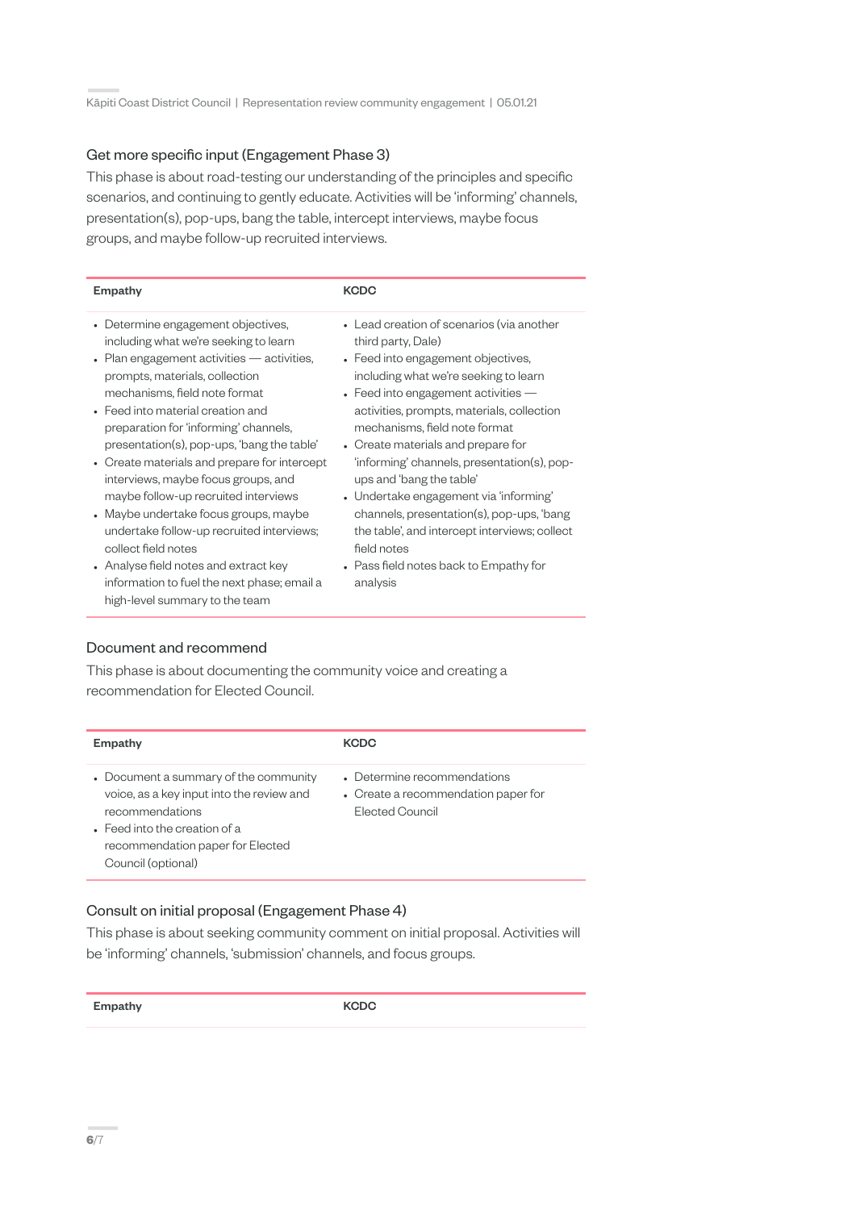### Get more specific input (Engagement Phase 3)

This phase is about road-testing our understanding of the principles and specific scenarios, and continuing to gently educate. Activities will be 'informing' channels, presentation(s), pop-ups, bang the table, intercept interviews, maybe focus groups, and maybe follow-up recruited interviews.

| Empathy | KCDC |
| --- | --- |
| • Determine engagement objectives, including what we're seeking to learn<br>• Plan engagement activities — activities, prompts, materials, collection mechanisms, field note format<br>• Feed into material creation and preparation for 'informing' channels, presentation(s), pop-ups, 'bang the table'<br>• Create materials and prepare for intercept interviews, maybe focus groups, and maybe follow-up recruited interviews<br>• Maybe undertake focus groups, maybe undertake follow-up recruited interviews; collect field notes<br>• Analyse field notes and extract key information to fuel the next phase; email a high-level summary to the team | • Lead creation of scenarios (via another third party, Dale)<br>• Feed into engagement objectives, including what we're seeking to learn<br>• Feed into engagement activities — activities, prompts, materials, collection mechanisms, field note format<br>• Create materials and prepare for 'informing' channels, presentation(s), pop-ups and 'bang the table'<br>• Undertake engagement via 'informing' channels, presentation(s), pop-ups, 'bang the table', and intercept interviews; collect field notes<br>• Pass field notes back to Empathy for analysis |

### Document and recommend

This phase is about documenting the community voice and creating a recommendation for Elected Council.

| Empathy | KCDC |
| --- | --- |
| • Document a summary of the community voice, as a key input into the review and recommendations<br>• Feed into the creation of a recommendation paper for Elected Council (optional) | • Determine recommendations<br>• Create a recommendation paper for Elected Council |

### Consult on initial proposal (Engagement Phase 4)

This phase is about seeking community comment on initial proposal. Activities will be 'informing' channels, 'submission' channels, and focus groups.

| Empathy | KCDC |
| --- | --- |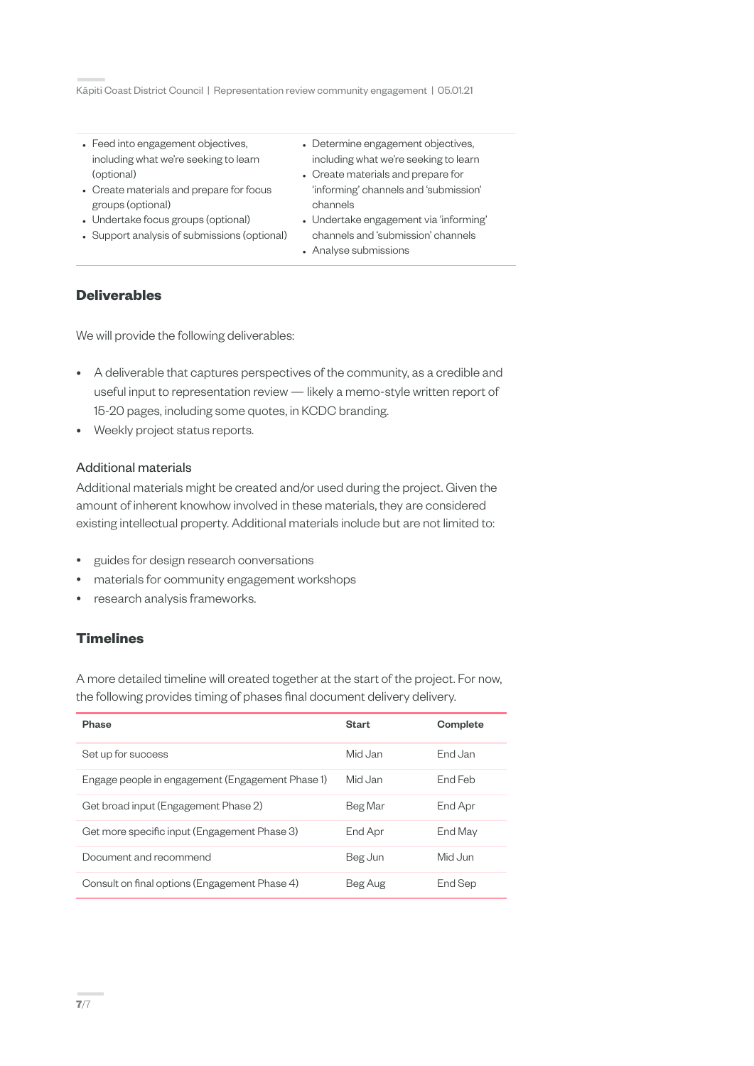| | |
|---|---|
| • Feed into engagement objectives, including what we're seeking to learn (optional)<br>• Create materials and prepare for focus groups (optional)<br>• Undertake focus groups (optional)<br>• Support analysis of submissions (optional) | • Determine engagement objectives, including what we're seeking to learn<br>• Create materials and prepare for 'informing' channels and 'submission' channels<br>• Undertake engagement via 'informing' channels and 'submission' channels<br>• Analyse submissions |

## Deliverables

We will provide the following deliverables:

- A deliverable that captures perspectives of the community, as a credible and useful input to representation review — likely a memo-style written report of 15-20 pages, including some quotes, in KCDC branding.
- Weekly project status reports.

### Additional materials

Additional materials might be created and/or used during the project. Given the amount of inherent knowhow involved in these materials, they are considered existing intellectual property. Additional materials include but are not limited to:

- guides for design research conversations
- materials for community engagement workshops
- research analysis frameworks.

## Timelines

A more detailed timeline will created together at the start of the project. For now, the following provides timing of phases final document delivery delivery.

| Phase | Start | Complete |
|---|---|---|
| Set up for success | Mid Jan | End Jan |
| Engage people in engagement (Engagement Phase 1) | Mid Jan | End Feb |
| Get broad input (Engagement Phase 2) | Beg Mar | End Apr |
| Get more specific input (Engagement Phase 3) | End Apr | End May |
| Document and recommend | Beg Jun | Mid Jun |
| Consult on final options (Engagement Phase 4) | Beg Aug | End Sep |